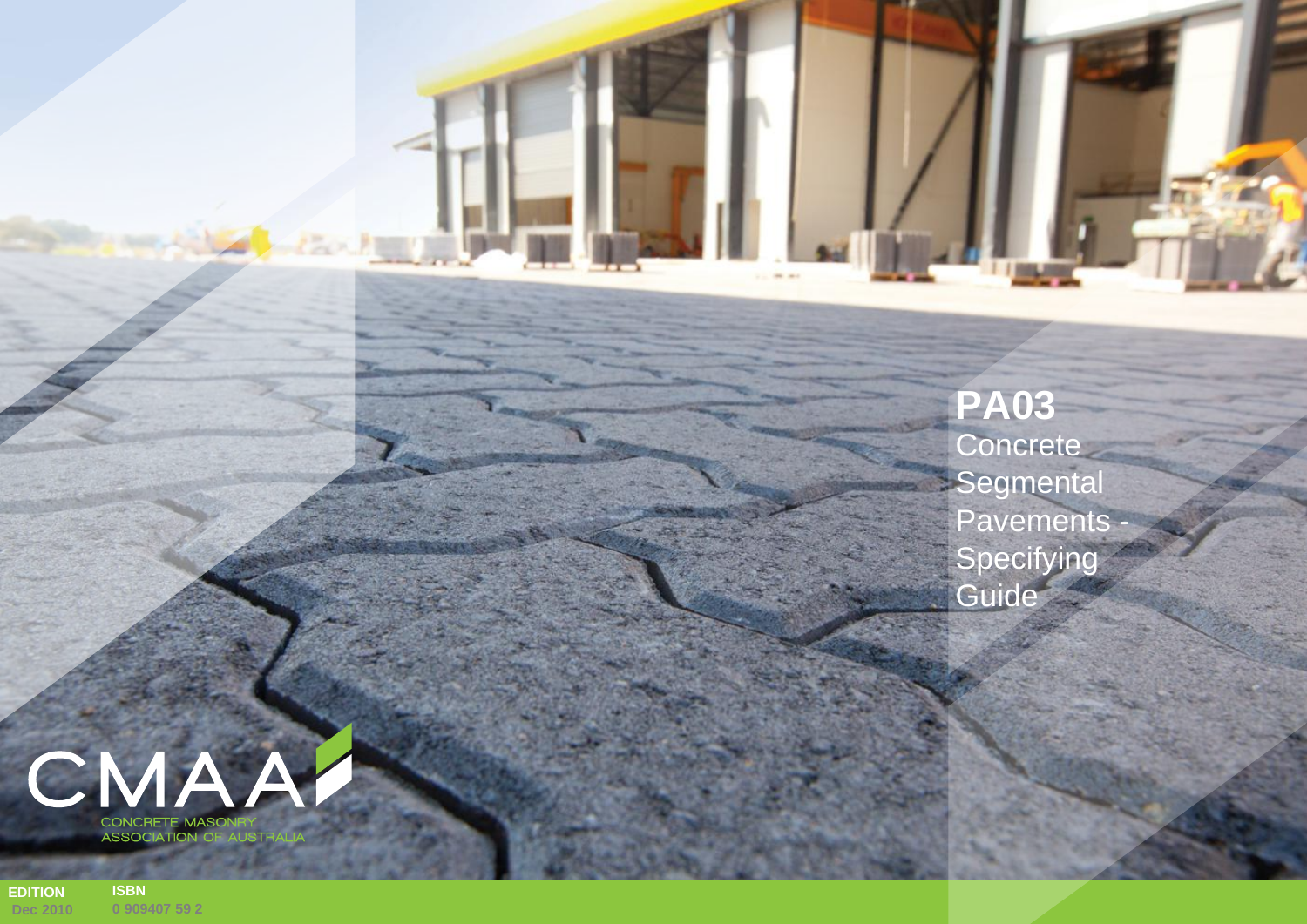# PA03

## Concrete Segmental Pavements - Specifying Guide

CMAA

CONCRETE MASONRY ASSOCIATION OF AUSTRALIA

**EDITION**
Dec 2010

**ISBN**
0 909407 59 2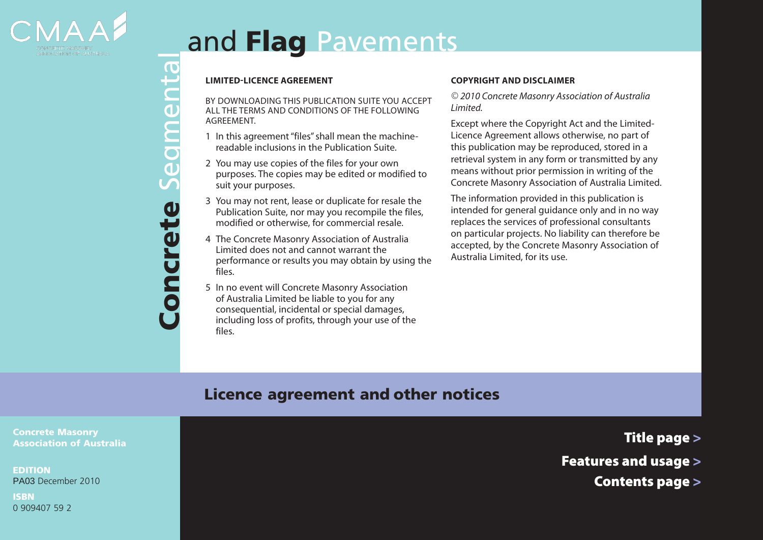# Concrete Segmental and Flag Pavements

## Licence agreement and other notices

### LIMITED-LICENCE AGREEMENT

BY DOWNLOADING THIS PUBLICATION SUITE YOU ACCEPT ALL THE TERMS AND CONDITIONS OF THE FOLLOWING AGREEMENT.

1. In this agreement "files" shall mean the machine-readable inclusions in the Publication Suite.
2. You may use copies of the files for your own purposes. The copies may be edited or modified to suit your purposes.
3. You may not rent, lease or duplicate for resale the Publication Suite, nor may you recompile the files, modified or otherwise, for commercial resale.
4. The Concrete Masonry Association of Australia Limited does not and cannot warrant the performance or results you may obtain by using the files.
5. In no event will Concrete Masonry Association of Australia Limited be liable to you for any consequential, incidental or special damages, including loss of profits, through your use of the files.

### COPYRIGHT AND DISCLAIMER

*© 2010 Concrete Masonry Association of Australia Limited.*

Except where the Copyright Act and the Limited-Licence Agreement allows otherwise, no part of this publication may be reproduced, stored in a retrieval system in any form or transmitted by any means without prior permission in writing of the Concrete Masonry Association of Australia Limited.

The information provided in this publication is intended for general guidance only and in no way replaces the services of professional consultants on particular projects. No liability can therefore be accepted, by the Concrete Masonry Association of Australia Limited, for its use.

**Concrete Masonry Association of Australia**

**EDITION**
PA03 December 2010

**ISBN**
0 909407 59 2

**Title page >**

**Features and usage >**

**Contents page >**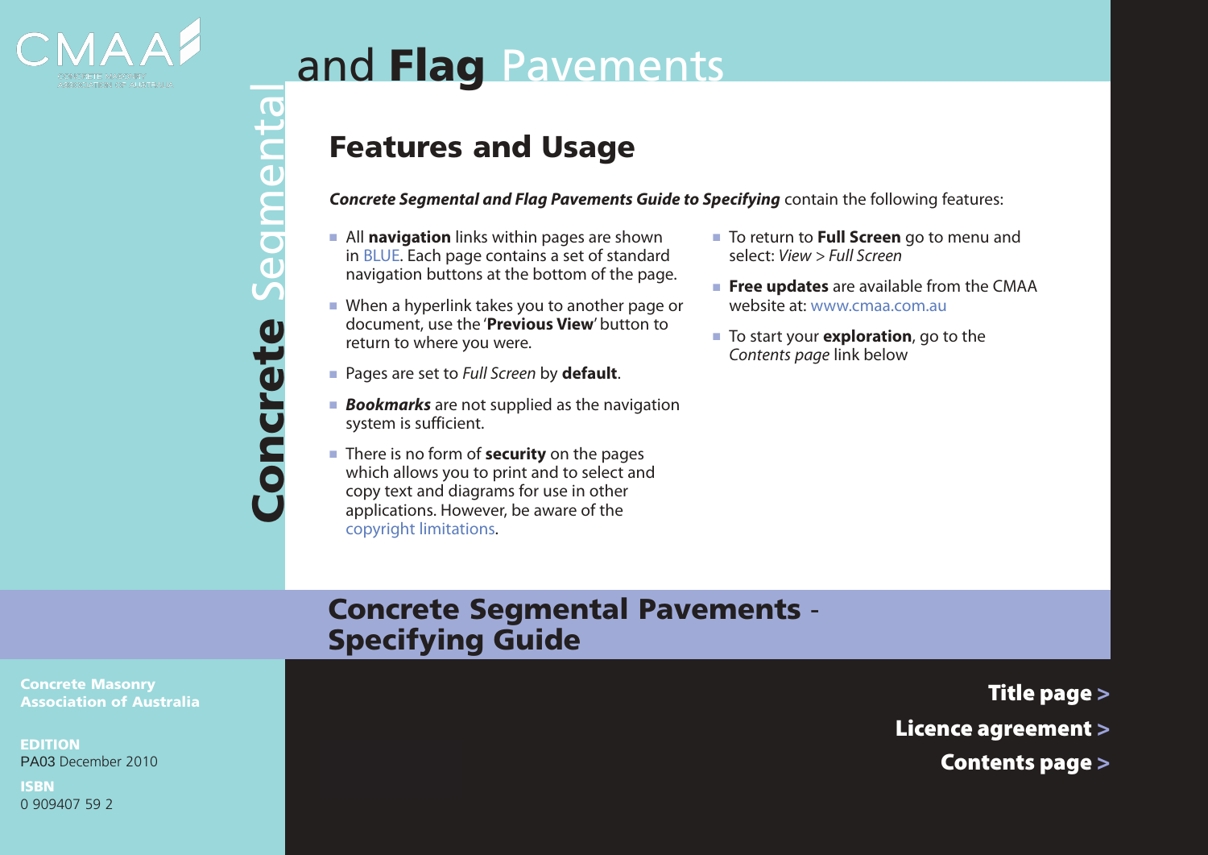# Concrete Segmental and Flag Pavements

## Features and Usage

***Concrete Segmental and Flag Pavements Guide to Specifying*** contain the following features:

- All **navigation** links within pages are shown in BLUE. Each page contains a set of standard navigation buttons at the bottom of the page.
- When a hyperlink takes you to another page or document, use the '**Previous View**' button to return to where you were.
- Pages are set to *Full Screen* by **default**.
- ***Bookmarks*** are not supplied as the navigation system is sufficient.
- There is no form of **security** on the pages which allows you to print and to select and copy text and diagrams for use in other applications. However, be aware of the copyright limitations.
- To return to **Full Screen** go to menu and select: *View > Full Screen*
- **Free updates** are available from the CMAA website at: www.cmaa.com.au
- To start your **exploration**, go to the *Contents page* link below

## Concrete Segmental Pavements - Specifying Guide

**Concrete Masonry Association of Australia**

**EDITION**
PA03 December 2010

**ISBN**
0 909407 59 2

**Title page >**

**Licence agreement >**

**Contents page >**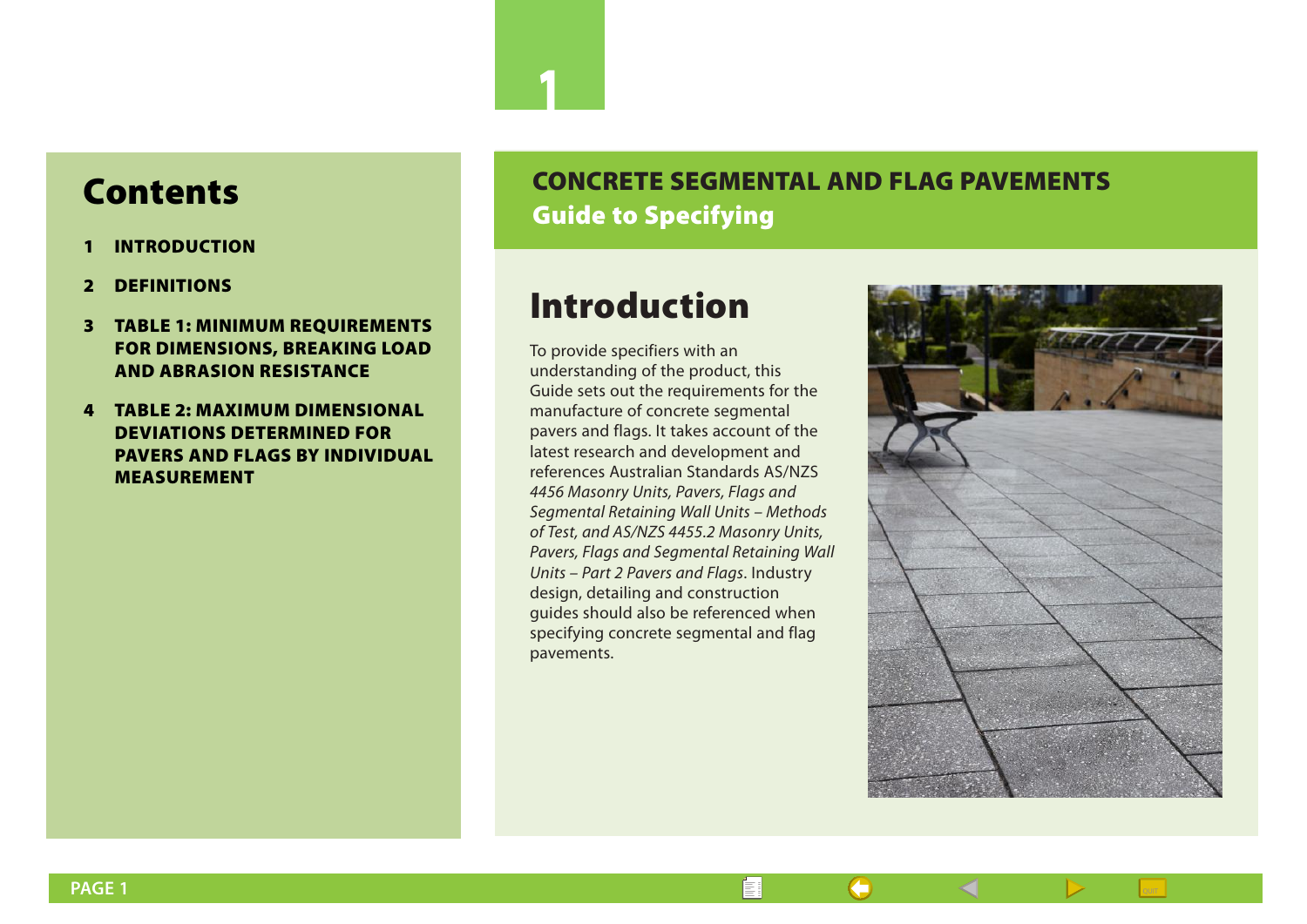# Contents

1. **INTRODUCTION**
2. **DEFINITIONS**
3. **TABLE 1: MINIMUM REQUIREMENTS FOR DIMENSIONS, BREAKING LOAD AND ABRASION RESISTANCE**
4. **TABLE 2: MAXIMUM DIMENSIONAL DEVIATIONS DETERMINED FOR PAVERS AND FLAGS BY INDIVIDUAL MEASUREMENT**

**CONCRETE SEGMENTAL AND FLAG PAVEMENTS**
**Guide to Specifying**

# Introduction

To provide specifiers with an understanding of the product, this Guide sets out the requirements for the manufacture of concrete segmental pavers and flags. It takes account of the latest research and development and references Australian Standards AS/NZS *4456 Masonry Units, Pavers, Flags and Segmental Retaining Wall Units – Methods of Test, and AS/NZS 4455.2 Masonry Units, Pavers, Flags and Segmental Retaining Wall Units – Part 2 Pavers and Flags*. Industry design, detailing and construction guides should also be referenced when specifying concrete segmental and flag pavements.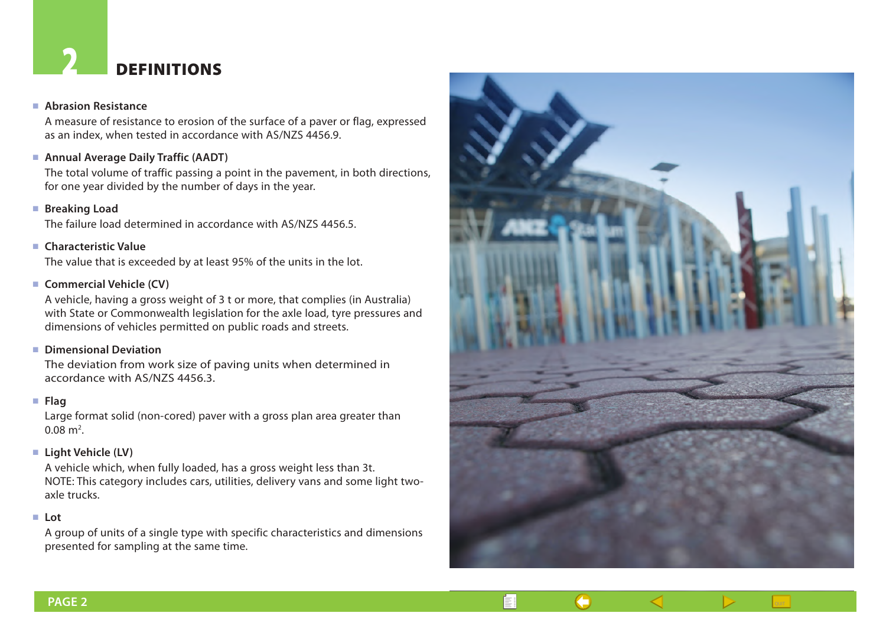# 2 DEFINITIONS

- **Abrasion Resistance**

  A measure of resistance to erosion of the surface of a paver or flag, expressed as an index, when tested in accordance with AS/NZS 4456.9.

- **Annual Average Daily Traffic (AADT)**

  The total volume of traffic passing a point in the pavement, in both directions, for one year divided by the number of days in the year.

- **Breaking Load**

  The failure load determined in accordance with AS/NZS 4456.5.

- **Characteristic Value**

  The value that is exceeded by at least 95% of the units in the lot.

- **Commercial Vehicle (CV)**

  A vehicle, having a gross weight of 3 t or more, that complies (in Australia) with State or Commonwealth legislation for the axle load, tyre pressures and dimensions of vehicles permitted on public roads and streets.

- **Dimensional Deviation**

  The deviation from work size of paving units when determined in accordance with AS/NZS 4456.3.

- **Flag**

  Large format solid (non-cored) paver with a gross plan area greater than 0.08 $m^2$.

- **Light Vehicle (LV)**

  A vehicle which, when fully loaded, has a gross weight less than 3t.
  NOTE: This category includes cars, utilities, delivery vans and some light two-axle trucks.

- **Lot**

  A group of units of a single type with specific characteristics and dimensions presented for sampling at the same time.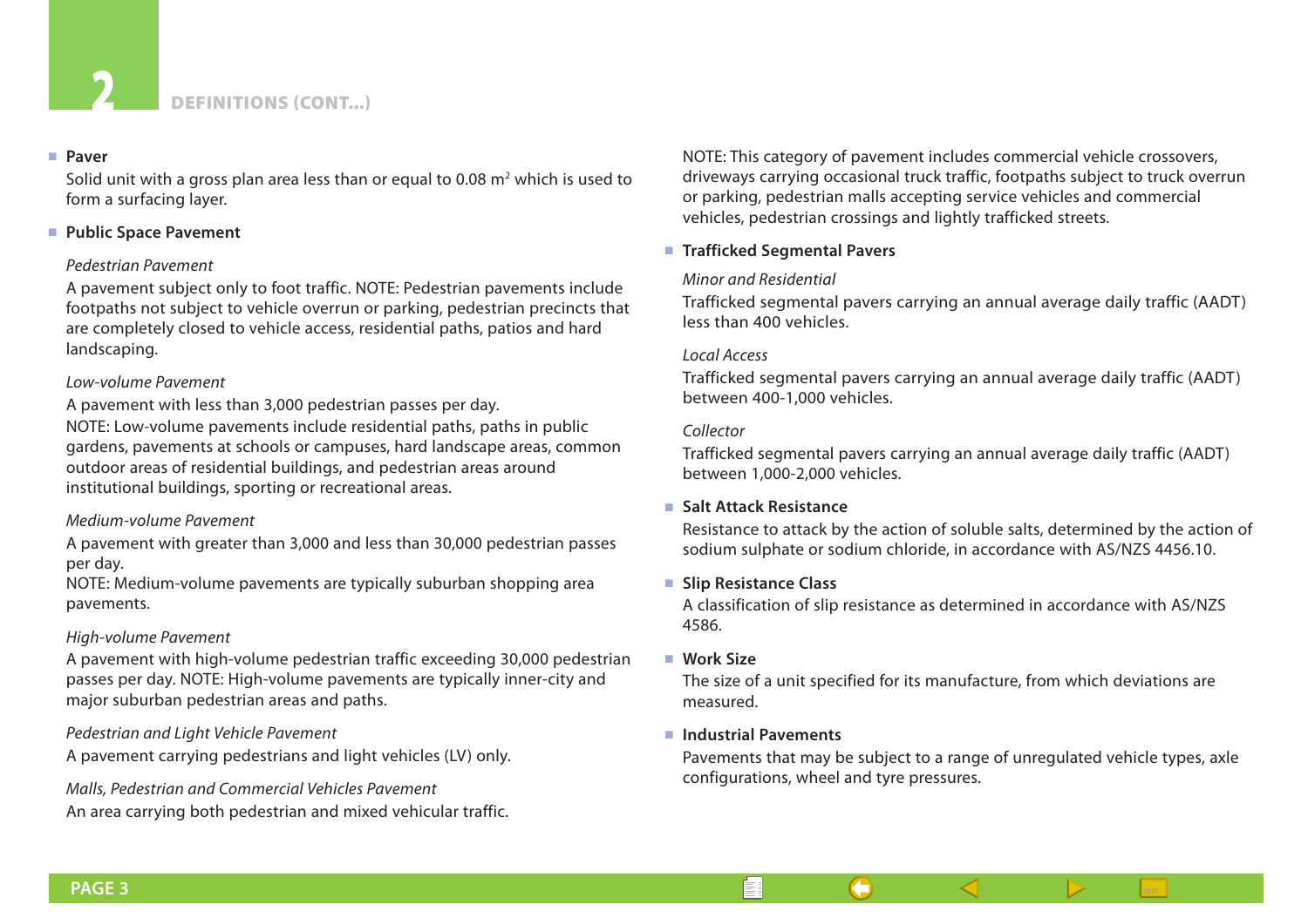## 2 DEFINITIONS (CONT...)

- **Paver**

  Solid unit with a gross plan area less than or equal to 0.08 m$^2$ which is used to form a surfacing layer.

- **Public Space Pavement**

  *Pedestrian Pavement*

  A pavement subject only to foot traffic. NOTE: Pedestrian pavements include footpaths not subject to vehicle overrun or parking, pedestrian precincts that are completely closed to vehicle access, residential paths, patios and hard landscaping.

  *Low-volume Pavement*

  A pavement with less than 3,000 pedestrian passes per day.
  NOTE: Low-volume pavements include residential paths, paths in public gardens, pavements at schools or campuses, hard landscape areas, common outdoor areas of residential buildings, and pedestrian areas around institutional buildings, sporting or recreational areas.

  *Medium-volume Pavement*

  A pavement with greater than 3,000 and less than 30,000 pedestrian passes per day.
  NOTE: Medium-volume pavements are typically suburban shopping area pavements.

  *High-volume Pavement*

  A pavement with high-volume pedestrian traffic exceeding 30,000 pedestrian passes per day. NOTE: High-volume pavements are typically inner-city and major suburban pedestrian areas and paths.

  *Pedestrian and Light Vehicle Pavement*

  A pavement carrying pedestrians and light vehicles (LV) only.

  *Malls, Pedestrian and Commercial Vehicles Pavement*

  An area carrying both pedestrian and mixed vehicular traffic.

  NOTE: This category of pavement includes commercial vehicle crossovers, driveways carrying occasional truck traffic, footpaths subject to truck overrun or parking, pedestrian malls accepting service vehicles and commercial vehicles, pedestrian crossings and lightly trafficked streets.

- **Trafficked Segmental Pavers**

  *Minor and Residential*

  Trafficked segmental pavers carrying an annual average daily traffic (AADT) less than 400 vehicles.

  *Local Access*

  Trafficked segmental pavers carrying an annual average daily traffic (AADT) between 400-1,000 vehicles.

  *Collector*

  Trafficked segmental pavers carrying an annual average daily traffic (AADT) between 1,000-2,000 vehicles.

- **Salt Attack Resistance**

  Resistance to attack by the action of soluble salts, determined by the action of sodium sulphate or sodium chloride, in accordance with AS/NZS 4456.10.

- **Slip Resistance Class**

  A classification of slip resistance as determined in accordance with AS/NZS 4586.

- **Work Size**

  The size of a unit specified for its manufacture, from which deviations are measured.

- **Industrial Pavements**

  Pavements that may be subject to a range of unregulated vehicle types, axle configurations, wheel and tyre pressures.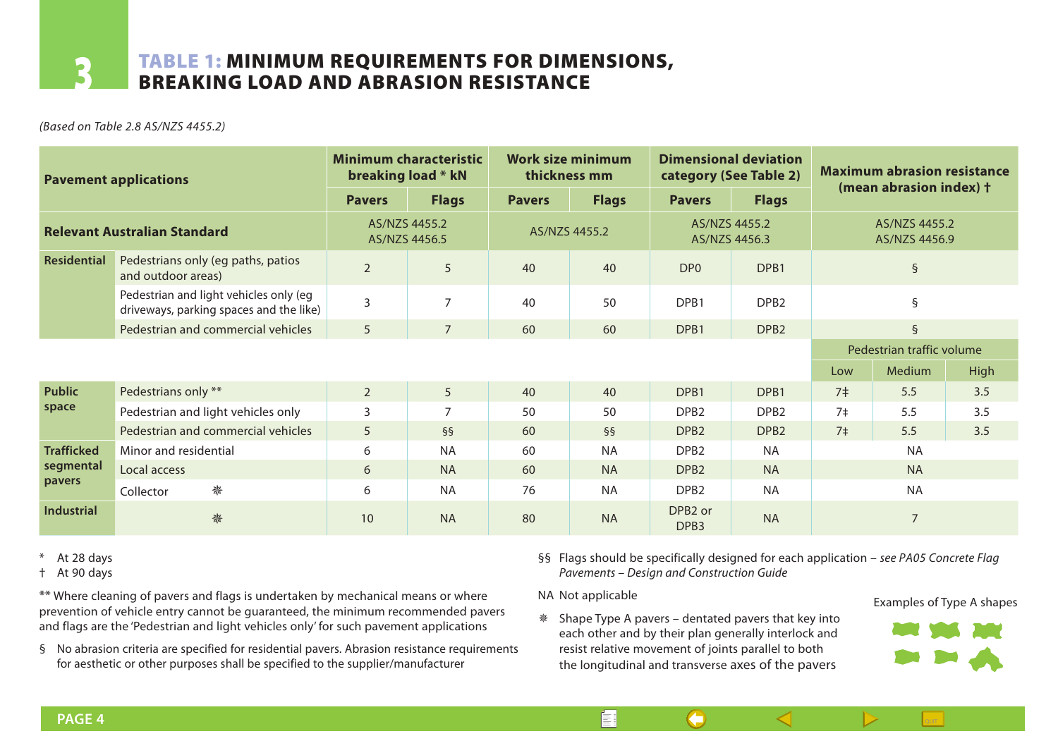# 3 TABLE 1: MINIMUM REQUIREMENTS FOR DIMENSIONS, BREAKING LOAD AND ABRASION RESISTANCE

*(Based on Table 2.8 AS/NZS 4455.2)*

| Pavement applications | | Minimum characteristic breaking load * kN | | Work size minimum thickness mm | | Dimensional deviation category (See Table 2) | | Maximum abrasion resistance (mean abrasion index) † | | |
|---|---|---|---|---|---|---|---|---|---|---|
| | | Pavers | Flags | Pavers | Flags | Pavers | Flags | | | |
| **Relevant Australian Standard** | | AS/NZS 4455.2 AS/NZS 4456.5 | | AS/NZS 4455.2 | | AS/NZS 4455.2 AS/NZS 4456.3 | | AS/NZS 4455.2 AS/NZS 4456.9 | | |
| **Residential** | Pedestrians only (eg paths, patios and outdoor areas) | 2 | 5 | 40 | 40 | DP0 | DPB1 | § | | |
| | Pedestrian and light vehicles only (eg driveways, parking spaces and the like) | 3 | 7 | 40 | 50 | DPB1 | DPB2 | § | | |
| | Pedestrian and commercial vehicles | 5 | 7 | 60 | 60 | DPB1 | DPB2 | § | | |
| | | | | | | | | Pedestrian traffic volume | | |
| | | | | | | | | Low | Medium | High |
| **Public space** | Pedestrians only ** | 2 | 5 | 40 | 40 | DPB1 | DPB1 | 7‡ | 5.5 | 3.5 |
| | Pedestrian and light vehicles only | 3 | 7 | 50 | 50 | DPB2 | DPB2 | 7‡ | 5.5 | 3.5 |
| | Pedestrian and commercial vehicles | 5 | §§ | 60 | §§ | DPB2 | DPB2 | 7‡ | 5.5 | 3.5 |
| **Trafficked segmental pavers** | Minor and residential | 6 | NA | 60 | NA | DPB2 | NA | NA | | |
| | Local access | 6 | NA | 60 | NA | DPB2 | NA | NA | | |
| | Collector ❋ | 6 | NA | 76 | NA | DPB2 | NA | NA | | |
| **Industrial** | ❋ | 10 | NA | 80 | NA | DPB2 or DPB3 | NA | 7 | | |

\* At 28 days

† At 90 days

** Where cleaning of pavers and flags is undertaken by mechanical means or where prevention of vehicle entry cannot be guaranteed, the minimum recommended pavers and flags are the 'Pedestrian and light vehicles only' for such pavement applications

§ No abrasion criteria are specified for residential pavers. Abrasion resistance requirements for aesthetic or other purposes shall be specified to the supplier/manufacturer

§§ Flags should be specifically designed for each application – *see PA05 Concrete Flag Pavements – Design and Construction Guide*

NA Not applicable

❋ Shape Type A pavers – dentated pavers that key into each other and by their plan generally interlock and resist relative movement of joints parallel to both the longitudinal and transverse axes of the pavers

Examples of Type A shapes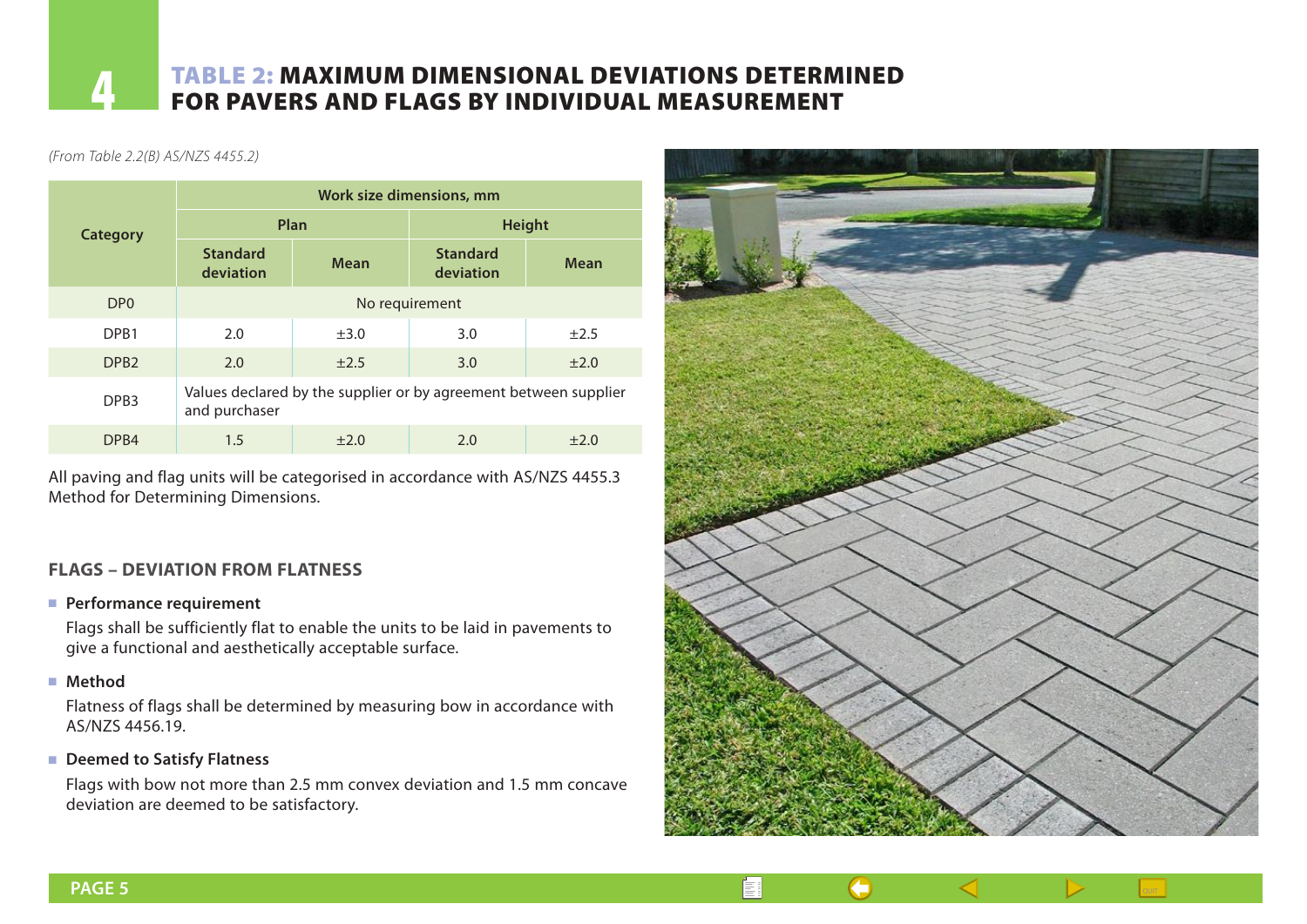# TABLE 2: MAXIMUM DIMENSIONAL DEVIATIONS DETERMINED FOR PAVERS AND FLAGS BY INDIVIDUAL MEASUREMENT

*(From Table 2.2(B) AS/NZS 4455.2)*

| Category | Work size dimensions, mm | | | |
|---|---|---|---|---|
| | Plan | | Height | |
| | Standard deviation | Mean | Standard deviation | Mean |
| DP0 | No requirement | | | |
| DPB1 | 2.0 | ±3.0 | 3.0 | ±2.5 |
| DPB2 | 2.0 | ±2.5 | 3.0 | ±2.0 |
| DPB3 | Values declared by the supplier or by agreement between supplier and purchaser | | | |
| DPB4 | 1.5 | ±2.0 | 2.0 | ±2.0 |

All paving and flag units will be categorised in accordance with AS/NZS 4455.3 Method for Determining Dimensions.

## FLAGS – DEVIATION FROM FLATNESS

- **Performance requirement**

  Flags shall be sufficiently flat to enable the units to be laid in pavements to give a functional and aesthetically acceptable surface.

- **Method**

  Flatness of flags shall be determined by measuring bow in accordance with AS/NZS 4456.19.

- **Deemed to Satisfy Flatness**

  Flags with bow not more than 2.5 mm convex deviation and 1.5 mm concave deviation are deemed to be satisfactory.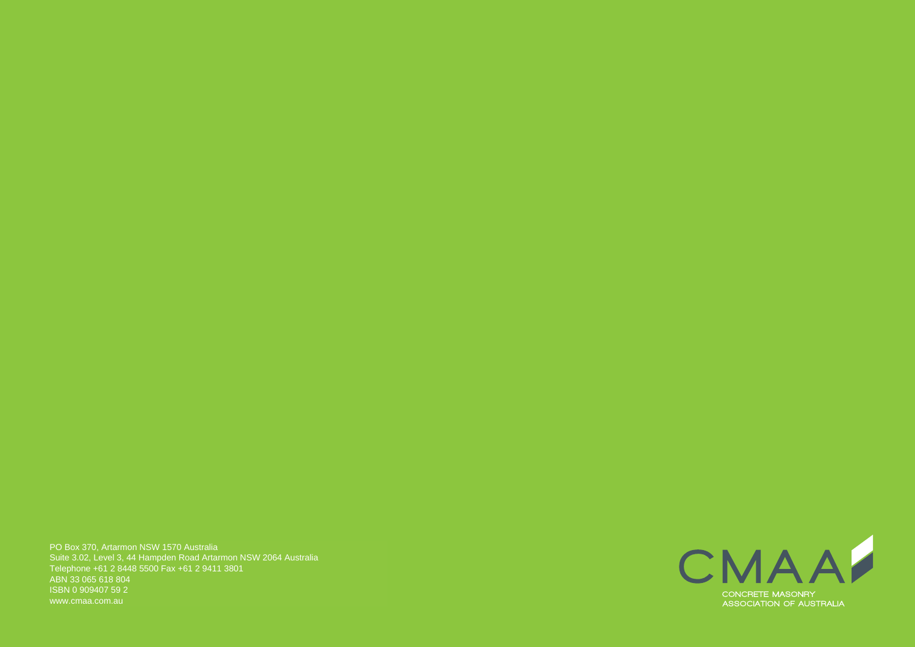PO Box 370, Artarmon NSW 1570 Australia
Suite 3.02, Level 3, 44 Hampden Road Artarmon NSW 2064 Australia
Telephone +61 2 8448 5500 Fax +61 2 9411 3801
ABN 33 065 618 804
ISBN 0 909407 59 2
www.cmaa.com.au

CMAA

CONCRETE MASONRY
ASSOCIATION OF AUSTRALIA